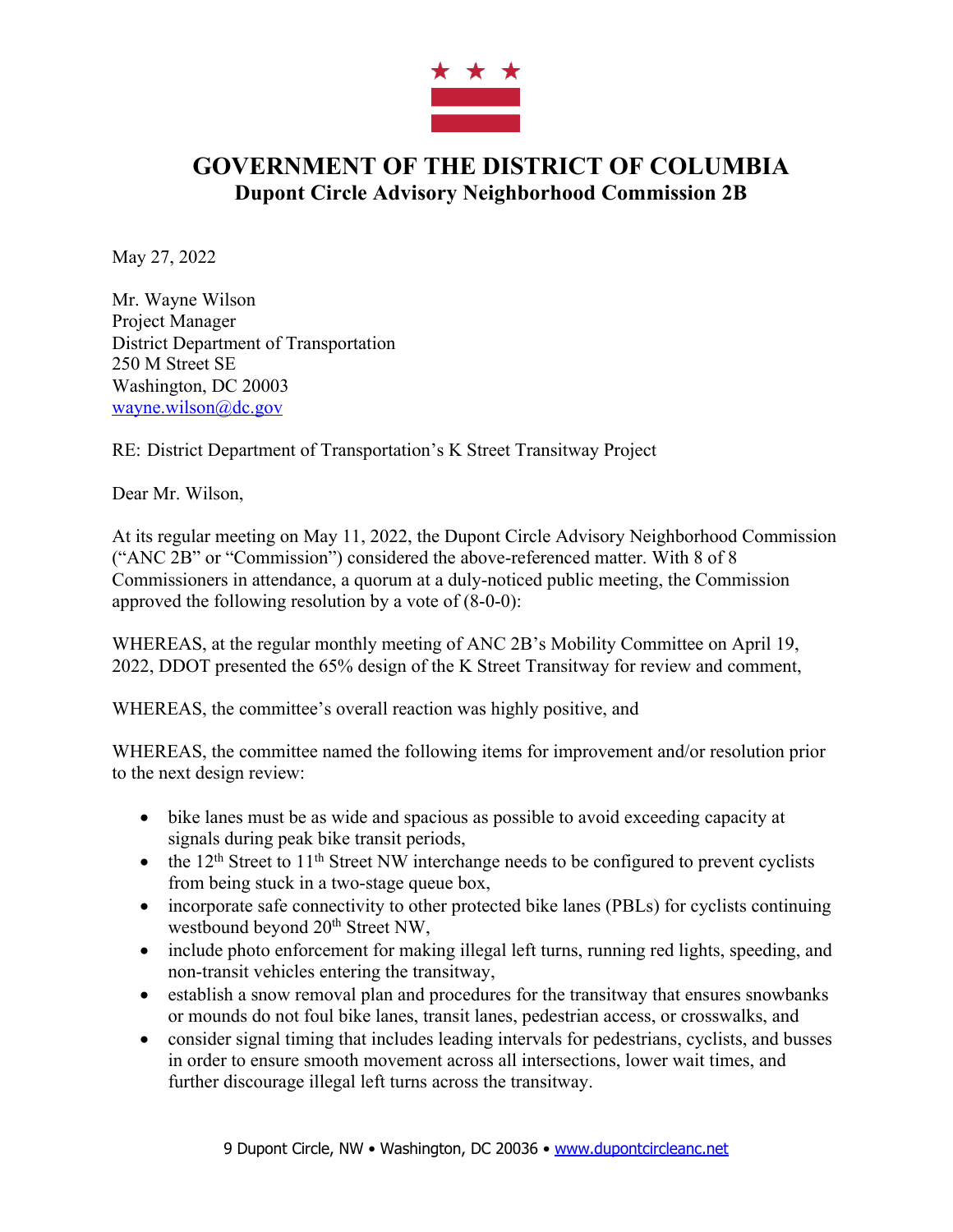# GOVERNMENT OF THE DISTRICT OF COLUMBIA
## Dupont Circle Advisory Neighborhood Commission 2B

May 27, 2022

Mr. Wayne Wilson
Project Manager
District Department of Transportation
250 M Street SE
Washington, DC 20003
wayne.wilson@dc.gov

RE: District Department of Transportation's K Street Transitway Project

Dear Mr. Wilson,

At its regular meeting on May 11, 2022, the Dupont Circle Advisory Neighborhood Commission ("ANC 2B" or "Commission") considered the above-referenced matter. With 8 of 8 Commissioners in attendance, a quorum at a duly-noticed public meeting, the Commission approved the following resolution by a vote of (8-0-0):

WHEREAS, at the regular monthly meeting of ANC 2B's Mobility Committee on April 19, 2022, DDOT presented the 65% design of the K Street Transitway for review and comment,

WHEREAS, the committee's overall reaction was highly positive, and

WHEREAS, the committee named the following items for improvement and/or resolution prior to the next design review:

- bike lanes must be as wide and spacious as possible to avoid exceeding capacity at signals during peak bike transit periods,
- the 12th Street to 11th Street NW interchange needs to be configured to prevent cyclists from being stuck in a two-stage queue box,
- incorporate safe connectivity to other protected bike lanes (PBLs) for cyclists continuing westbound beyond 20th Street NW,
- include photo enforcement for making illegal left turns, running red lights, speeding, and non-transit vehicles entering the transitway,
- establish a snow removal plan and procedures for the transitway that ensures snowbanks or mounds do not foul bike lanes, transit lanes, pedestrian access, or crosswalks, and
- consider signal timing that includes leading intervals for pedestrians, cyclists, and busses in order to ensure smooth movement across all intersections, lower wait times, and further discourage illegal left turns across the transitway.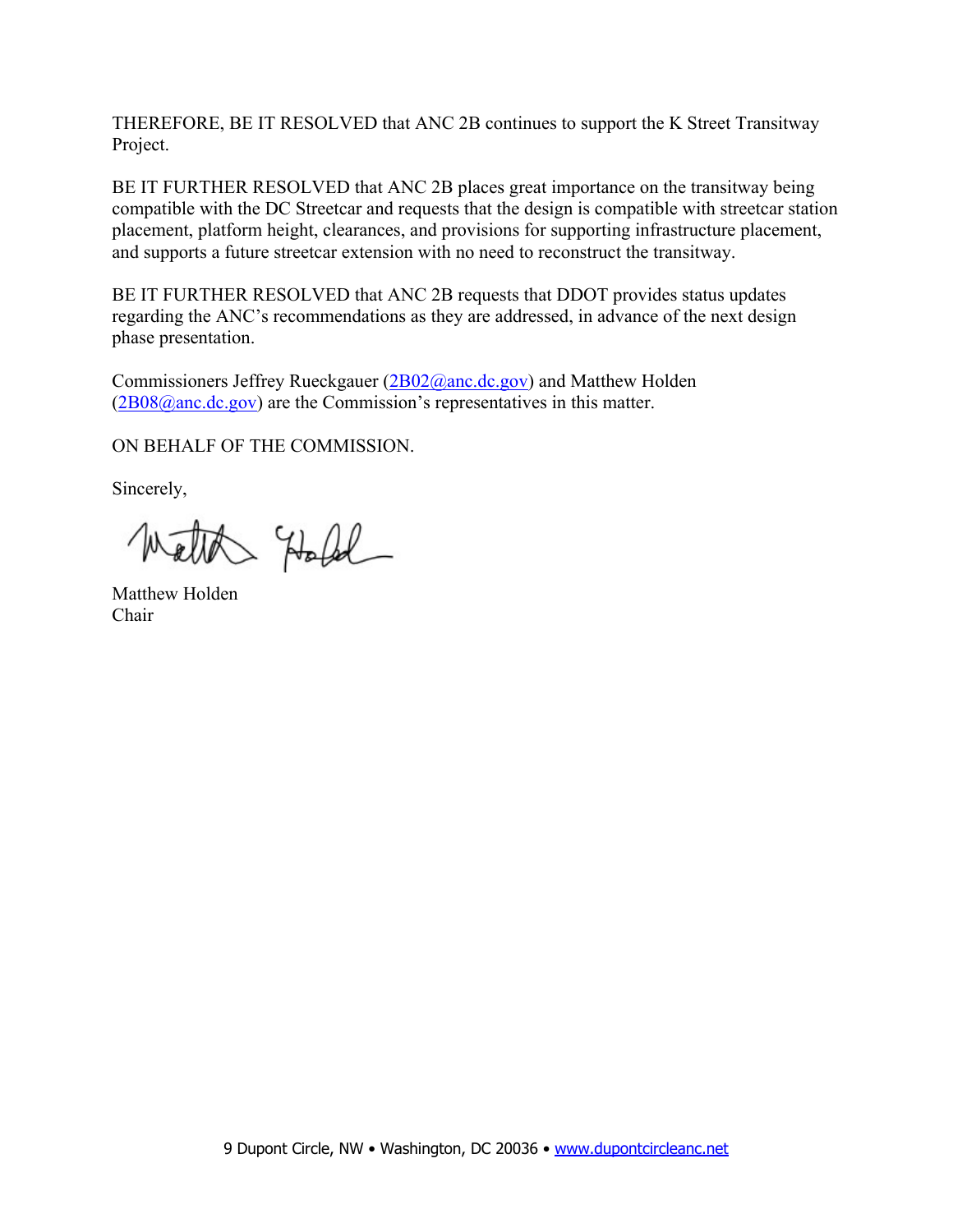THEREFORE, BE IT RESOLVED that ANC 2B continues to support the K Street Transitway Project.

BE IT FURTHER RESOLVED that ANC 2B places great importance on the transitway being compatible with the DC Streetcar and requests that the design is compatible with streetcar station placement, platform height, clearances, and provisions for supporting infrastructure placement, and supports a future streetcar extension with no need to reconstruct the transitway.

BE IT FURTHER RESOLVED that ANC 2B requests that DDOT provides status updates regarding the ANC's recommendations as they are addressed, in advance of the next design phase presentation.

Commissioners Jeffrey Rueckgauer (2B02@anc.dc.gov) and Matthew Holden (2B08@anc.dc.gov) are the Commission's representatives in this matter.

ON BEHALF OF THE COMMISSION.

Sincerely,

Matthew Holden
Chair

9 Dupont Circle, NW • Washington, DC 20036 • www.dupontcircleanc.net